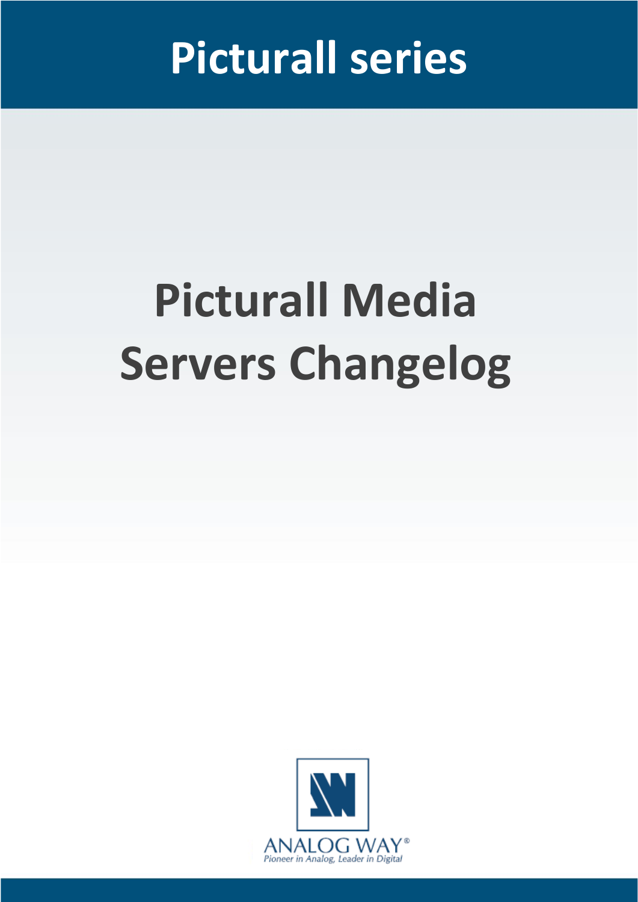# Picturall series

# Picturall Media Servers Changelog

ANALOG WAY®

*Pioneer in Analog, Leader in Digital*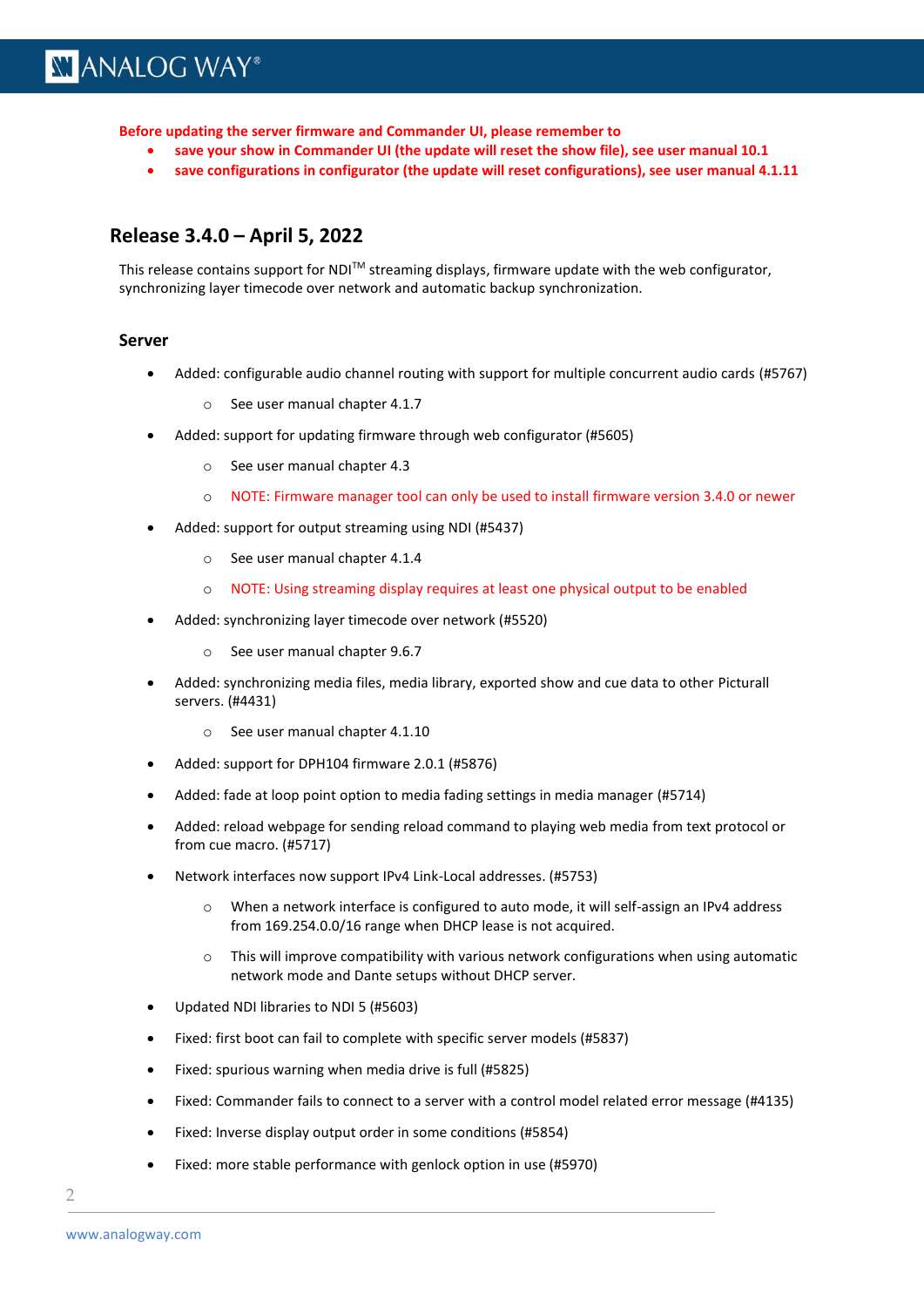**Before updating the server firmware and Commander UI, please remember to**

- **save your show in Commander UI (the update will reset the show file), see user manual 10.1**
- **save configurations in configurator (the update will reset configurations), see user manual 4.1.11**

## Release 3.4.0 – April 5, 2022

This release contains support for NDI™ streaming displays, firmware update with the web configurator, synchronizing layer timecode over network and automatic backup synchronization.

### Server

- Added: configurable audio channel routing with support for multiple concurrent audio cards (#5767)
  - See user manual chapter 4.1.7
- Added: support for updating firmware through web configurator (#5605)
  - See user manual chapter 4.3
  - NOTE: Firmware manager tool can only be used to install firmware version 3.4.0 or newer
- Added: support for output streaming using NDI (#5437)
  - See user manual chapter 4.1.4
  - NOTE: Using streaming display requires at least one physical output to be enabled
- Added: synchronizing layer timecode over network (#5520)
  - See user manual chapter 9.6.7
- Added: synchronizing media files, media library, exported show and cue data to other Picturall servers. (#4431)
  - See user manual chapter 4.1.10
- Added: support for DPH104 firmware 2.0.1 (#5876)
- Added: fade at loop point option to media fading settings in media manager (#5714)
- Added: reload webpage for sending reload command to playing web media from text protocol or from cue macro. (#5717)
- Network interfaces now support IPv4 Link-Local addresses. (#5753)
  - When a network interface is configured to auto mode, it will self-assign an IPv4 address from 169.254.0.0/16 range when DHCP lease is not acquired.
  - This will improve compatibility with various network configurations when using automatic network mode and Dante setups without DHCP server.
- Updated NDI libraries to NDI 5 (#5603)
- Fixed: first boot can fail to complete with specific server models (#5837)
- Fixed: spurious warning when media drive is full (#5825)
- Fixed: Commander fails to connect to a server with a control model related error message (#4135)
- Fixed: Inverse display output order in some conditions (#5854)
- Fixed: more stable performance with genlock option in use (#5970)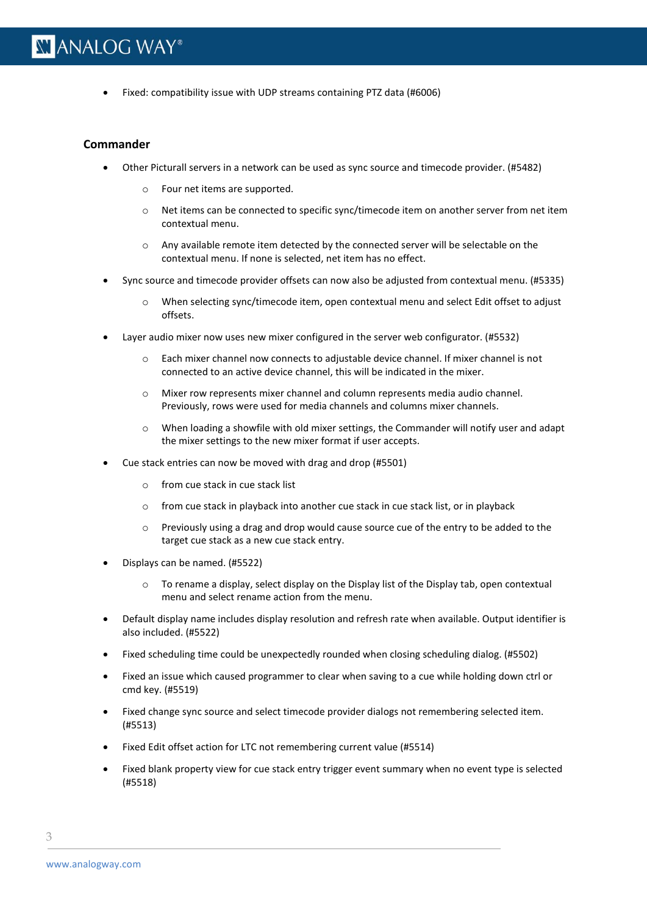- Fixed: compatibility issue with UDP streams containing PTZ data (#6006)

## Commander

- Other Picturall servers in a network can be used as sync source and timecode provider. (#5482)
    - Four net items are supported.
    - Net items can be connected to specific sync/timecode item on another server from net item contextual menu.
    - Any available remote item detected by the connected server will be selectable on the contextual menu. If none is selected, net item has no effect.
- Sync source and timecode provider offsets can now also be adjusted from contextual menu. (#5335)
    - When selecting sync/timecode item, open contextual menu and select Edit offset to adjust offsets.
- Layer audio mixer now uses new mixer configured in the server web configurator. (#5532)
    - Each mixer channel now connects to adjustable device channel. If mixer channel is not connected to an active device channel, this will be indicated in the mixer.
    - Mixer row represents mixer channel and column represents media audio channel. Previously, rows were used for media channels and columns mixer channels.
    - When loading a showfile with old mixer settings, the Commander will notify user and adapt the mixer settings to the new mixer format if user accepts.
- Cue stack entries can now be moved with drag and drop (#5501)
    - from cue stack in cue stack list
    - from cue stack in playback into another cue stack in cue stack list, or in playback
    - Previously using a drag and drop would cause source cue of the entry to be added to the target cue stack as a new cue stack entry.
- Displays can be named. (#5522)
    - To rename a display, select display on the Display list of the Display tab, open contextual menu and select rename action from the menu.
- Default display name includes display resolution and refresh rate when available. Output identifier is also included. (#5522)
- Fixed scheduling time could be unexpectedly rounded when closing scheduling dialog. (#5502)
- Fixed an issue which caused programmer to clear when saving to a cue while holding down ctrl or cmd key. (#5519)
- Fixed change sync source and select timecode provider dialogs not remembering selected item. (#5513)
- Fixed Edit offset action for LTC not remembering current value (#5514)
- Fixed blank property view for cue stack entry trigger event summary when no event type is selected (#5518)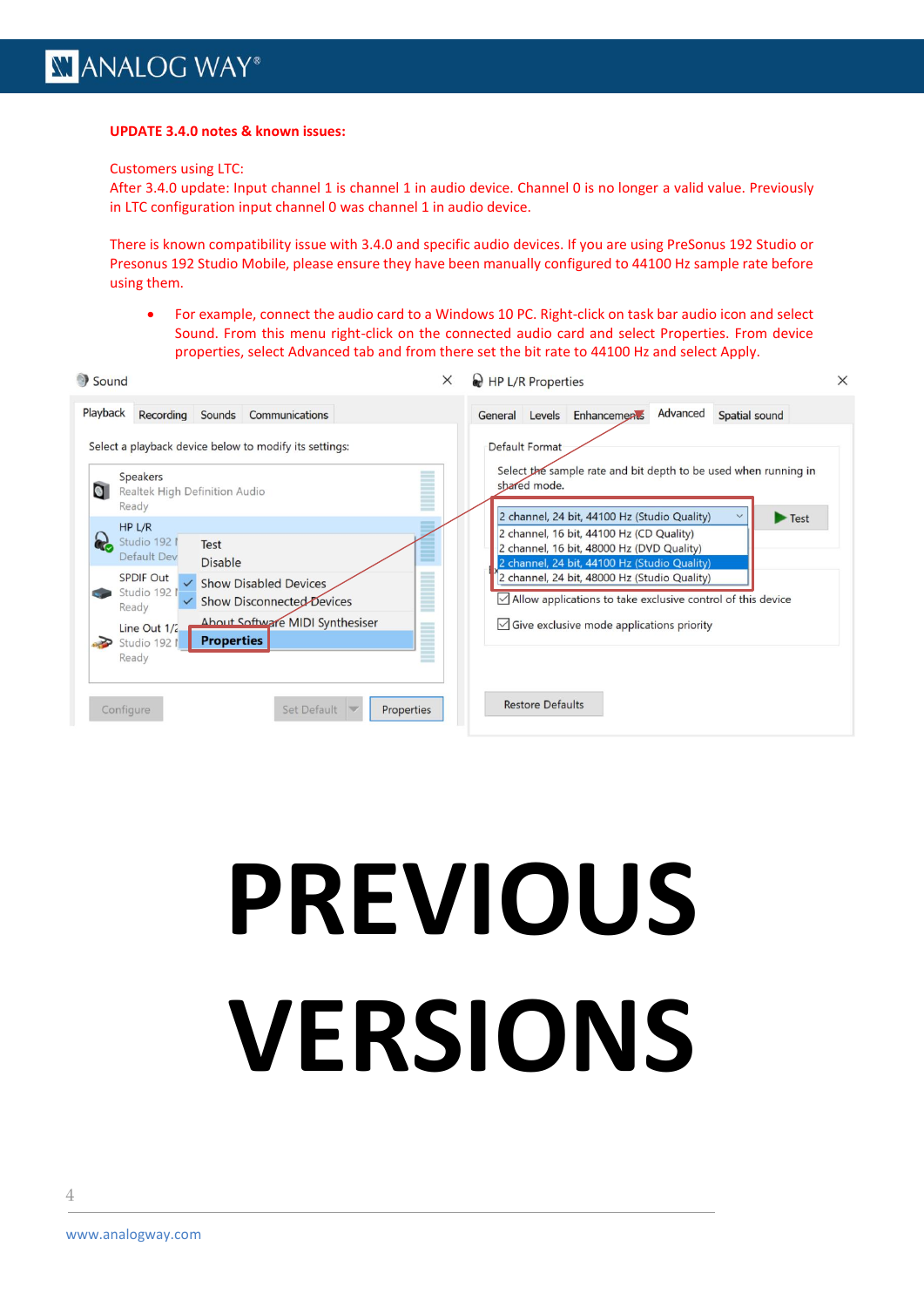**UPDATE 3.4.0 notes & known issues:**

Customers using LTC:
After 3.4.0 update: Input channel 1 is channel 1 in audio device. Channel 0 is no longer a valid value. Previously in LTC configuration input channel 0 was channel 1 in audio device.

There is known compatibility issue with 3.4.0 and specific audio devices. If you are using PreSonus 192 Studio or Presonus 192 Studio Mobile, please ensure they have been manually configured to 44100 Hz sample rate before using them.

- For example, connect the audio card to a Windows 10 PC. Right-click on task bar audio icon and select Sound. From this menu right-click on the connected audio card and select Properties. From device properties, select Advanced tab and from there set the bit rate to 44100 Hz and select Apply.

# PREVIOUS VERSIONS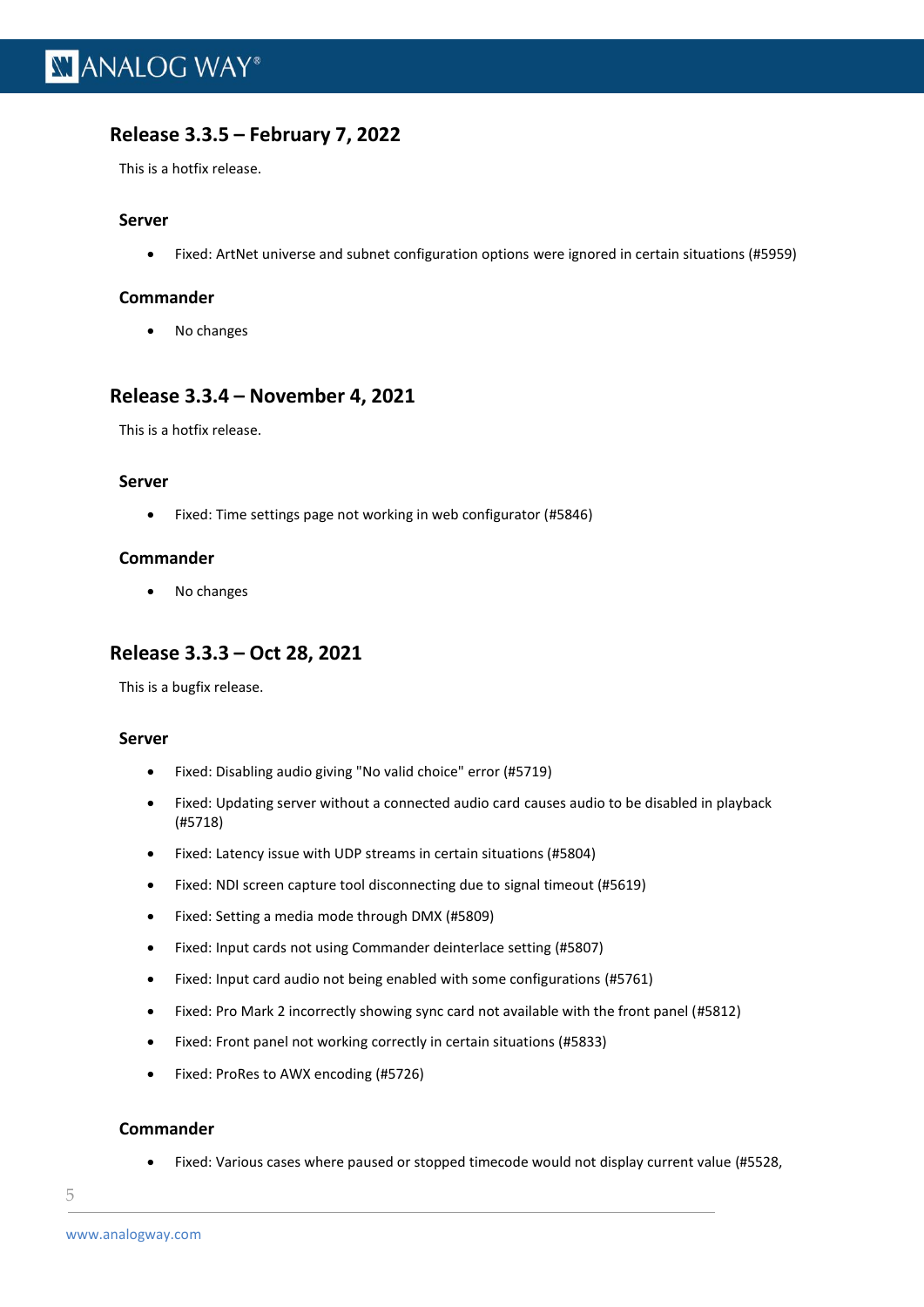## Release 3.3.5 – February 7, 2022

This is a hotfix release.

### Server

- Fixed: ArtNet universe and subnet configuration options were ignored in certain situations (#5959)

### Commander

- No changes

## Release 3.3.4 – November 4, 2021

This is a hotfix release.

### Server

- Fixed: Time settings page not working in web configurator (#5846)

### Commander

- No changes

## Release 3.3.3 – Oct 28, 2021

This is a bugfix release.

### Server

- Fixed: Disabling audio giving "No valid choice" error (#5719)
- Fixed: Updating server without a connected audio card causes audio to be disabled in playback (#5718)
- Fixed: Latency issue with UDP streams in certain situations (#5804)
- Fixed: NDI screen capture tool disconnecting due to signal timeout (#5619)
- Fixed: Setting a media mode through DMX (#5809)
- Fixed: Input cards not using Commander deinterlace setting (#5807)
- Fixed: Input card audio not being enabled with some configurations (#5761)
- Fixed: Pro Mark 2 incorrectly showing sync card not available with the front panel (#5812)
- Fixed: Front panel not working correctly in certain situations (#5833)
- Fixed: ProRes to AWX encoding (#5726)

### Commander

- Fixed: Various cases where paused or stopped timecode would not display current value (#5528,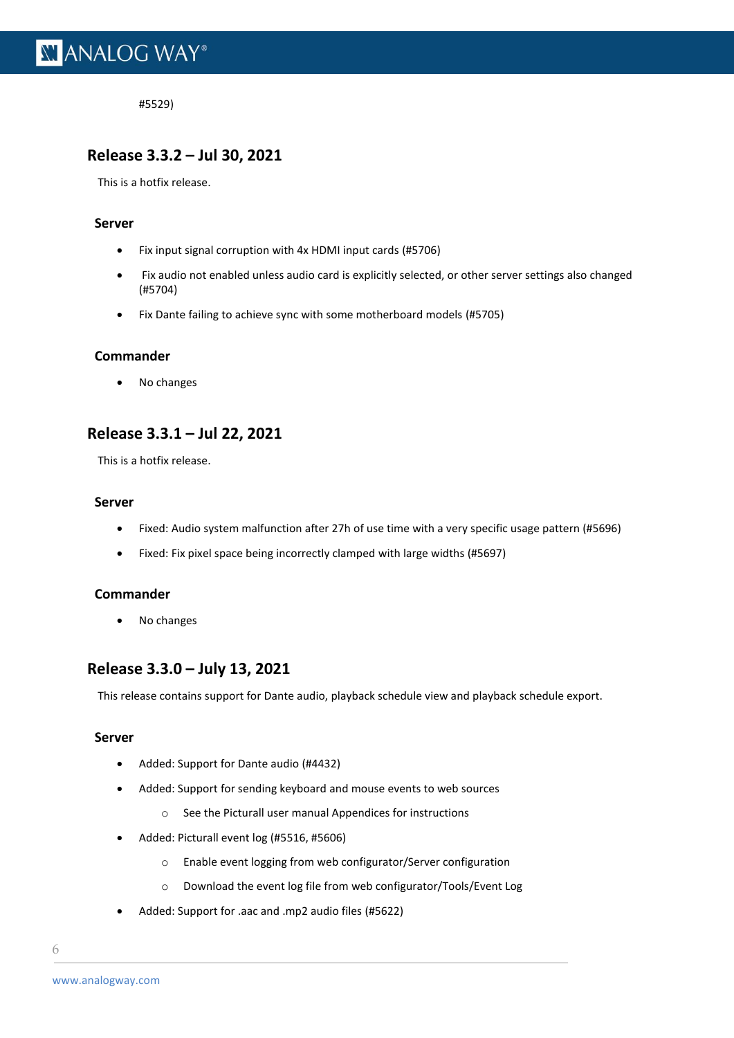#5529)

## Release 3.3.2 – Jul 30, 2021

This is a hotfix release.

### Server

- Fix input signal corruption with 4x HDMI input cards (#5706)
- Fix audio not enabled unless audio card is explicitly selected, or other server settings also changed (#5704)
- Fix Dante failing to achieve sync with some motherboard models (#5705)

### Commander

- No changes

## Release 3.3.1 – Jul 22, 2021

This is a hotfix release.

### Server

- Fixed: Audio system malfunction after 27h of use time with a very specific usage pattern (#5696)
- Fixed: Fix pixel space being incorrectly clamped with large widths (#5697)

### Commander

- No changes

## Release 3.3.0 – July 13, 2021

This release contains support for Dante audio, playback schedule view and playback schedule export.

### Server

- Added: Support for Dante audio (#4432)
- Added: Support for sending keyboard and mouse events to web sources
  - See the Picturall user manual Appendices for instructions
- Added: Picturall event log (#5516, #5606)
  - Enable event logging from web configurator/Server configuration
  - Download the event log file from web configurator/Tools/Event Log
- Added: Support for .aac and .mp2 audio files (#5622)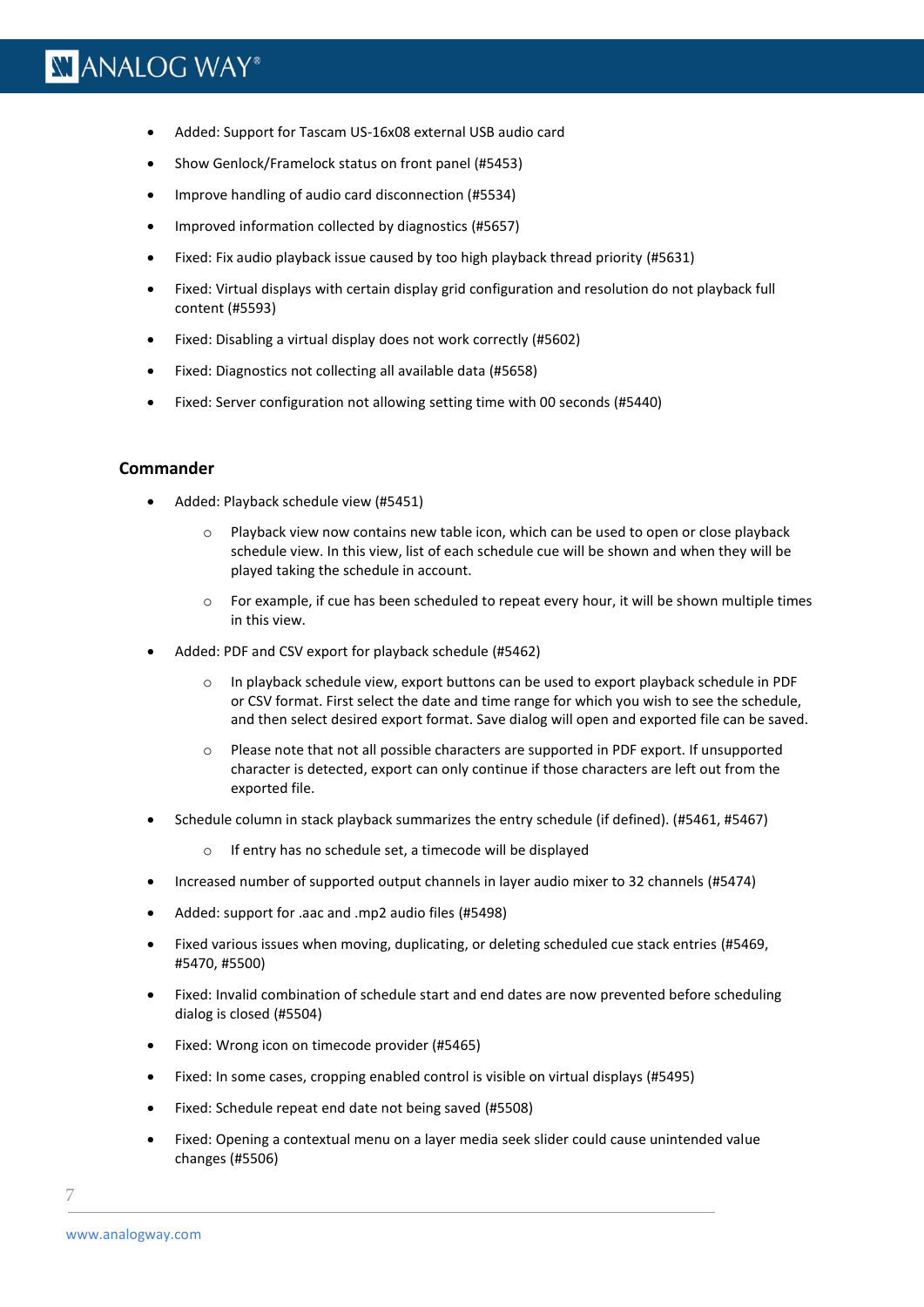- Added: Support for Tascam US-16x08 external USB audio card
- Show Genlock/Framelock status on front panel (#5453)
- Improve handling of audio card disconnection (#5534)
- Improved information collected by diagnostics (#5657)
- Fixed: Fix audio playback issue caused by too high playback thread priority (#5631)
- Fixed: Virtual displays with certain display grid configuration and resolution do not playback full content (#5593)
- Fixed: Disabling a virtual display does not work correctly (#5602)
- Fixed: Diagnostics not collecting all available data (#5658)
- Fixed: Server configuration not allowing setting time with 00 seconds (#5440)

### Commander

- Added: Playback schedule view (#5451)
    - Playback view now contains new table icon, which can be used to open or close playback schedule view. In this view, list of each schedule cue will be shown and when they will be played taking the schedule in account.
    - For example, if cue has been scheduled to repeat every hour, it will be shown multiple times in this view.
- Added: PDF and CSV export for playback schedule (#5462)
    - In playback schedule view, export buttons can be used to export playback schedule in PDF or CSV format. First select the date and time range for which you wish to see the schedule, and then select desired export format. Save dialog will open and exported file can be saved.
    - Please note that not all possible characters are supported in PDF export. If unsupported character is detected, export can only continue if those characters are left out from the exported file.
- Schedule column in stack playback summarizes the entry schedule (if defined). (#5461, #5467)
    - If entry has no schedule set, a timecode will be displayed
- Increased number of supported output channels in layer audio mixer to 32 channels (#5474)
- Added: support for .aac and .mp2 audio files (#5498)
- Fixed various issues when moving, duplicating, or deleting scheduled cue stack entries (#5469, #5470, #5500)
- Fixed: Invalid combination of schedule start and end dates are now prevented before scheduling dialog is closed (#5504)
- Fixed: Wrong icon on timecode provider (#5465)
- Fixed: In some cases, cropping enabled control is visible on virtual displays (#5495)
- Fixed: Schedule repeat end date not being saved (#5508)
- Fixed: Opening a contextual menu on a layer media seek slider could cause unintended value changes (#5506)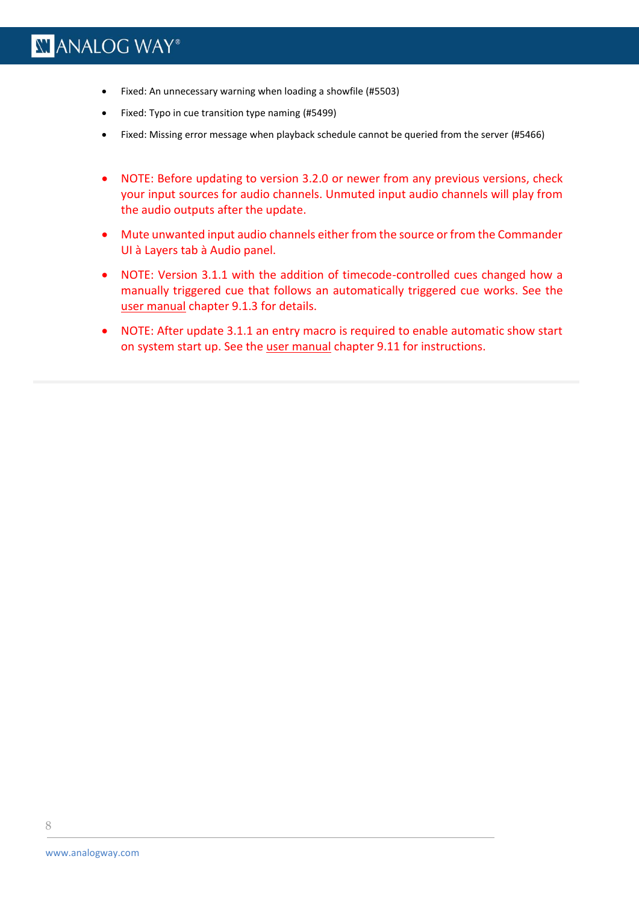- Fixed: An unnecessary warning when loading a showfile (#5503)
- Fixed: Typo in cue transition type naming (#5499)
- Fixed: Missing error message when playback schedule cannot be queried from the server (#5466)

- NOTE: Before updating to version 3.2.0 or newer from any previous versions, check your input sources for audio channels. Unmuted input audio channels will play from the audio outputs after the update.
- Mute unwanted input audio channels either from the source or from the Commander UI à Layers tab à Audio panel.
- NOTE: Version 3.1.1 with the addition of timecode-controlled cues changed how a manually triggered cue that follows an automatically triggered cue works. See the user manual chapter 9.1.3 for details.
- NOTE: After update 3.1.1 an entry macro is required to enable automatic show start on system start up. See the user manual chapter 9.11 for instructions.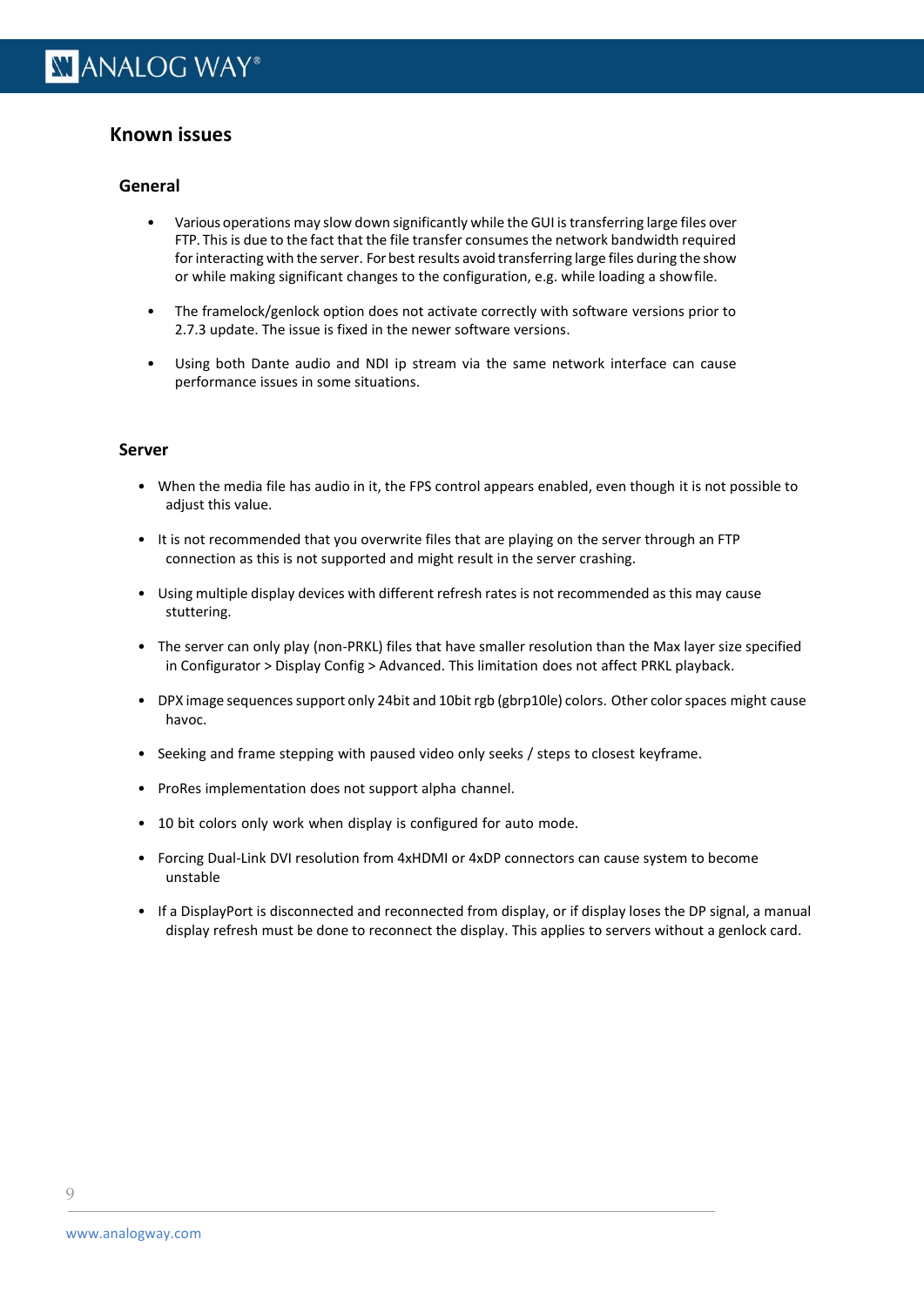## Known issues

### General

- Various operations may slow down significantly while the GUI is transferring large files over FTP. This is due to the fact that the file transfer consumes the network bandwidth required for interacting with the server. For best results avoid transferring large files during the show or while making significant changes to the configuration, e.g. while loading a showfile.
- The framelock/genlock option does not activate correctly with software versions prior to 2.7.3 update. The issue is fixed in the newer software versions.
- Using both Dante audio and NDI ip stream via the same network interface can cause performance issues in some situations.

### Server

- When the media file has audio in it, the FPS control appears enabled, even though it is not possible to adjust this value.
- It is not recommended that you overwrite files that are playing on the server through an FTP connection as this is not supported and might result in the server crashing.
- Using multiple display devices with different refresh rates is not recommended as this may cause stuttering.
- The server can only play (non-PRKL) files that have smaller resolution than the Max layer size specified in Configurator > Display Config > Advanced. This limitation does not affect PRKL playback.
- DPX image sequences support only 24bit and 10bit rgb (gbrp10le) colors. Other color spaces might cause havoc.
- Seeking and frame stepping with paused video only seeks / steps to closest keyframe.
- ProRes implementation does not support alpha channel.
- 10 bit colors only work when display is configured for auto mode.
- Forcing Dual-Link DVI resolution from 4xHDMI or 4xDP connectors can cause system to become unstable
- If a DisplayPort is disconnected and reconnected from display, or if display loses the DP signal, a manual display refresh must be done to reconnect the display. This applies to servers without a genlock card.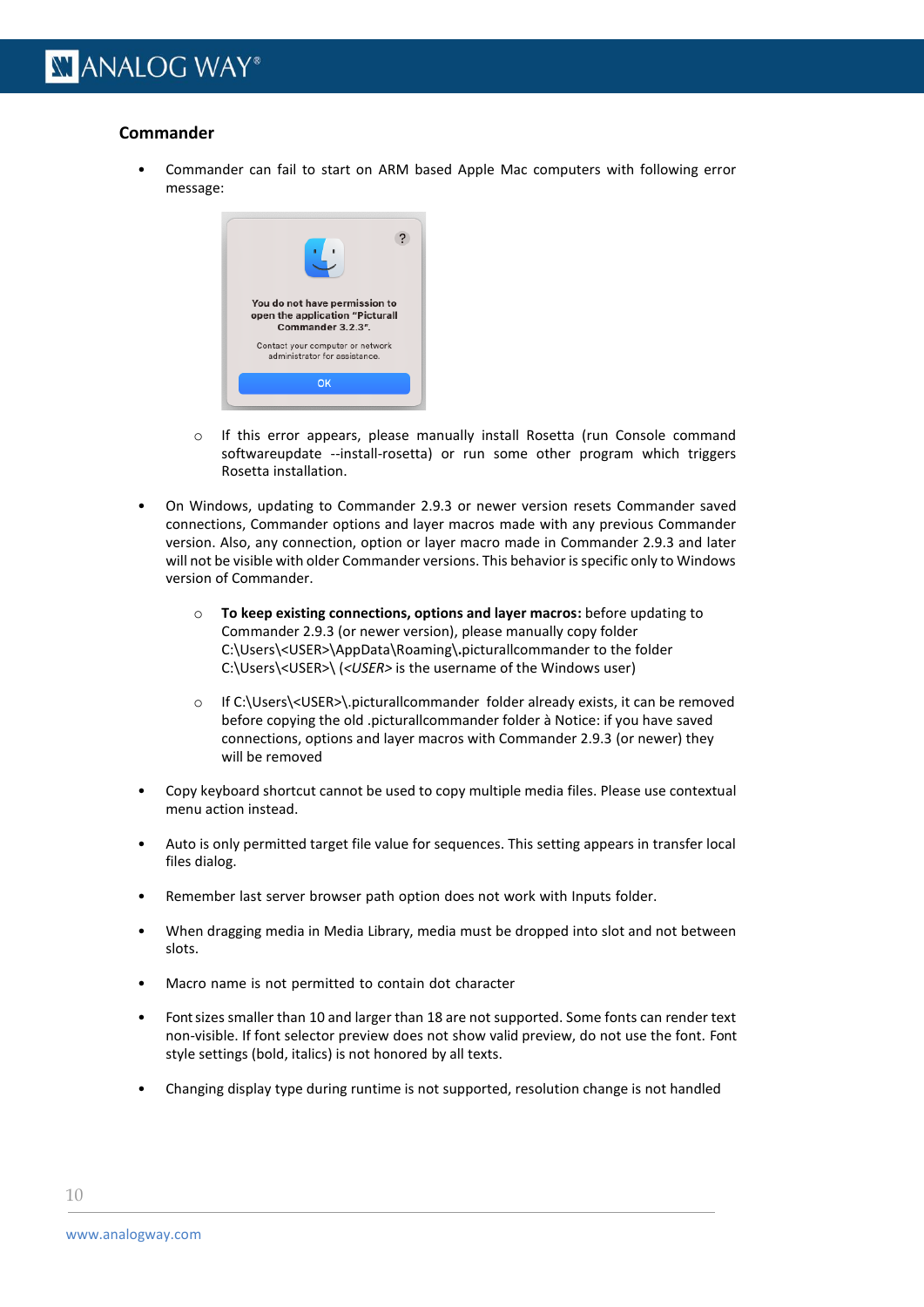## Commander

- Commander can fail to start on ARM based Apple Mac computers with following error message:

  You do not have permission to open the application "Picturall Commander 3.2.3".

  Contact your computer or network administrator for assistance.

  OK

  - If this error appears, please manually install Rosetta (run Console command softwareupdate --install-rosetta) or run some other program which triggers Rosetta installation.

- On Windows, updating to Commander 2.9.3 or newer version resets Commander saved connections, Commander options and layer macros made with any previous Commander version. Also, any connection, option or layer macro made in Commander 2.9.3 and later will not be visible with older Commander versions. This behavior is specific only to Windows version of Commander.

  - **To keep existing connections, options and layer macros:** before updating to Commander 2.9.3 (or newer version), please manually copy folder C:\Users\<USER>\AppData\Roaming\.picturallcommander to the folder C:\Users\<USER>\ (*<USER>* is the username of the Windows user)

  - If C:\Users\<USER>\.picturallcommander folder already exists, it can be removed before copying the old .picturallcommander folder à Notice: if you have saved connections, options and layer macros with Commander 2.9.3 (or newer) they will be removed

- Copy keyboard shortcut cannot be used to copy multiple media files. Please use contextual menu action instead.

- Auto is only permitted target file value for sequences. This setting appears in transfer local files dialog.

- Remember last server browser path option does not work with Inputs folder.

- When dragging media in Media Library, media must be dropped into slot and not between slots.

- Macro name is not permitted to contain dot character

- Font sizes smaller than 10 and larger than 18 are not supported. Some fonts can render text non-visible. If font selector preview does not show valid preview, do not use the font. Font style settings (bold, italics) is not honored by all texts.

- Changing display type during runtime is not supported, resolution change is not handled